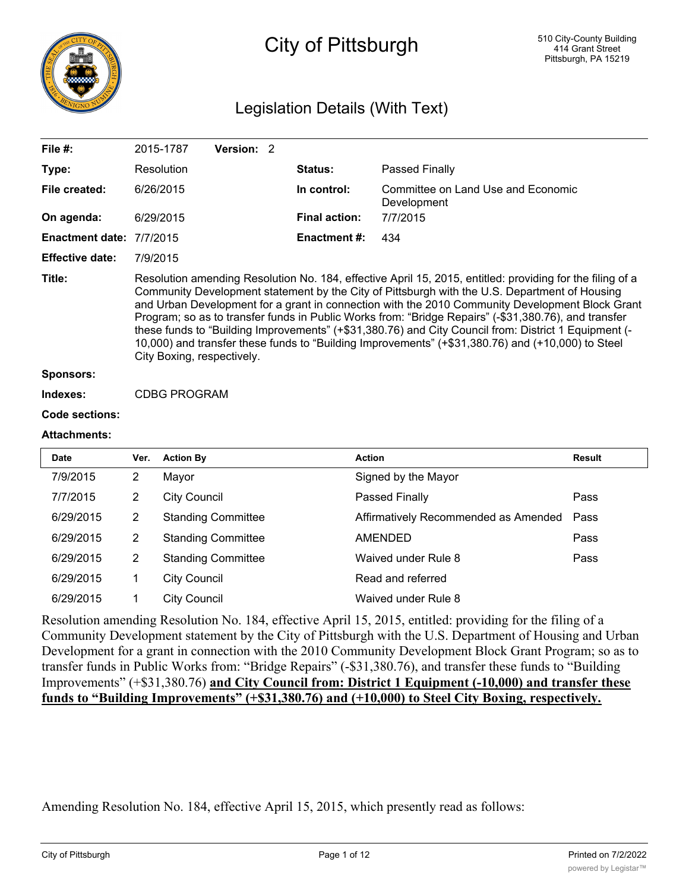# City of Pittsburgh

510 City-County Building
414 Grant Street
Pittsburgh, PA 15219

## Legislation Details (With Text)

| | | | |
|---|---|---|---|
| **File #:** | 2015-1787 **Version:** 2 | | |
| **Type:** | Resolution | **Status:** | Passed Finally |
| **File created:** | 6/26/2015 | **In control:** | Committee on Land Use and Economic Development |
| **On agenda:** | 6/29/2015 | **Final action:** | 7/7/2015 |
| **Enactment date:** | 7/7/2015 | **Enactment #:** | 434 |
| **Effective date:** | 7/9/2015 | | |

**Title:** Resolution amending Resolution No. 184, effective April 15, 2015, entitled: providing for the filing of a Community Development statement by the City of Pittsburgh with the U.S. Department of Housing and Urban Development for a grant in connection with the 2010 Community Development Block Grant Program; so as to transfer funds in Public Works from: "Bridge Repairs" (-$31,380.76), and transfer these funds to "Building Improvements" (+$31,380.76) and City Council from: District 1 Equipment (-10,000) and transfer these funds to "Building Improvements" (+$31,380.76) and (+10,000) to Steel City Boxing, respectively.

**Sponsors:**

**Indexes:** CDBG PROGRAM

**Code sections:**

**Attachments:**

| Date | Ver. | Action By | Action | Result |
|---|---|---|---|---|
| 7/9/2015 | 2 | Mayor | Signed by the Mayor | |
| 7/7/2015 | 2 | City Council | Passed Finally | Pass |
| 6/29/2015 | 2 | Standing Committee | Affirmatively Recommended as Amended | Pass |
| 6/29/2015 | 2 | Standing Committee | AMENDED | Pass |
| 6/29/2015 | 2 | Standing Committee | Waived under Rule 8 | Pass |
| 6/29/2015 | 1 | City Council | Read and referred | |
| 6/29/2015 | 1 | City Council | Waived under Rule 8 | |

Resolution amending Resolution No. 184, effective April 15, 2015, entitled: providing for the filing of a Community Development statement by the City of Pittsburgh with the U.S. Department of Housing and Urban Development for a grant in connection with the 2010 Community Development Block Grant Program; so as to transfer funds in Public Works from: "Bridge Repairs" (-$31,380.76), and transfer these funds to "Building Improvements" (+$31,380.76) **and City Council from: District 1 Equipment (-10,000) and transfer these funds to "Building Improvements" (+$31,380.76) and (+10,000) to Steel City Boxing, respectively.**

Amending Resolution No. 184, effective April 15, 2015, which presently read as follows: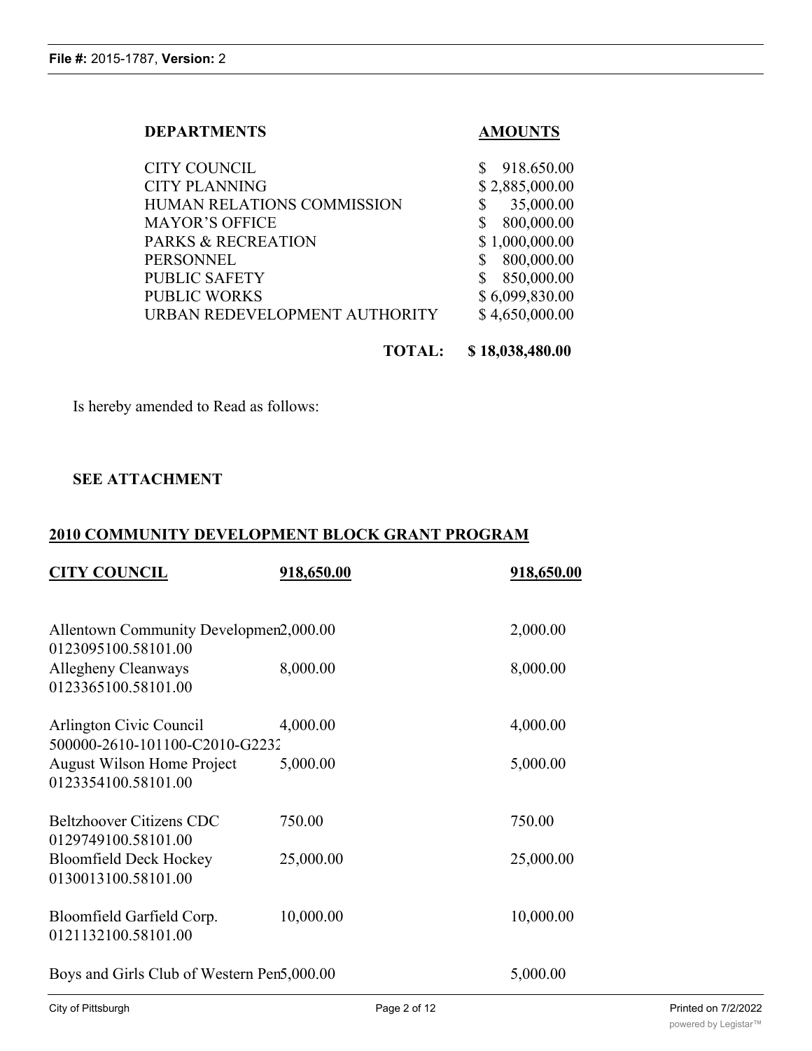| DEPARTMENTS | AMOUNTS |
|---|---|
| CITY COUNCIL | $ 918.650.00 |
| CITY PLANNING | $ 2,885,000.00 |
| HUMAN RELATIONS COMMISSION | $ 35,000.00 |
| MAYOR'S OFFICE | $ 800,000.00 |
| PARKS & RECREATION | $ 1,000,000.00 |
| PERSONNEL | $ 800,000.00 |
| PUBLIC SAFETY | $ 850,000.00 |
| PUBLIC WORKS | $ 6,099,830.00 |
| URBAN REDEVELOPMENT AUTHORITY | $ 4,650,000.00 |
| **TOTAL:** | **$ 18,038,480.00** |

Is hereby amended to Read as follows:

**SEE ATTACHMENT**

## 2010 COMMUNITY DEVELOPMENT BLOCK GRANT PROGRAM

| **CITY COUNCIL** | **918,650.00** | **918,650.00** |
|---|---|---|
| Allentown Community Developmen 0123095100.58101.00 | 2,000.00 | 2,000.00 |
| Allegheny Cleanways 0123365100.58101.00 | 8,000.00 | 8,000.00 |
| Arlington Civic Council 500000-2610-101100-C2010-G2232 | 4,000.00 | 4,000.00 |
| August Wilson Home Project 0123354100.58101.00 | 5,000.00 | 5,000.00 |
| Beltzhoover Citizens CDC 0129749100.58101.00 | 750.00 | 750.00 |
| Bloomfield Deck Hockey 0130013100.58101.00 | 25,000.00 | 25,000.00 |
| Bloomfield Garfield Corp. 0121132100.58101.00 | 10,000.00 | 10,000.00 |
| Boys and Girls Club of Western Pen | 5,000.00 | 5,000.00 |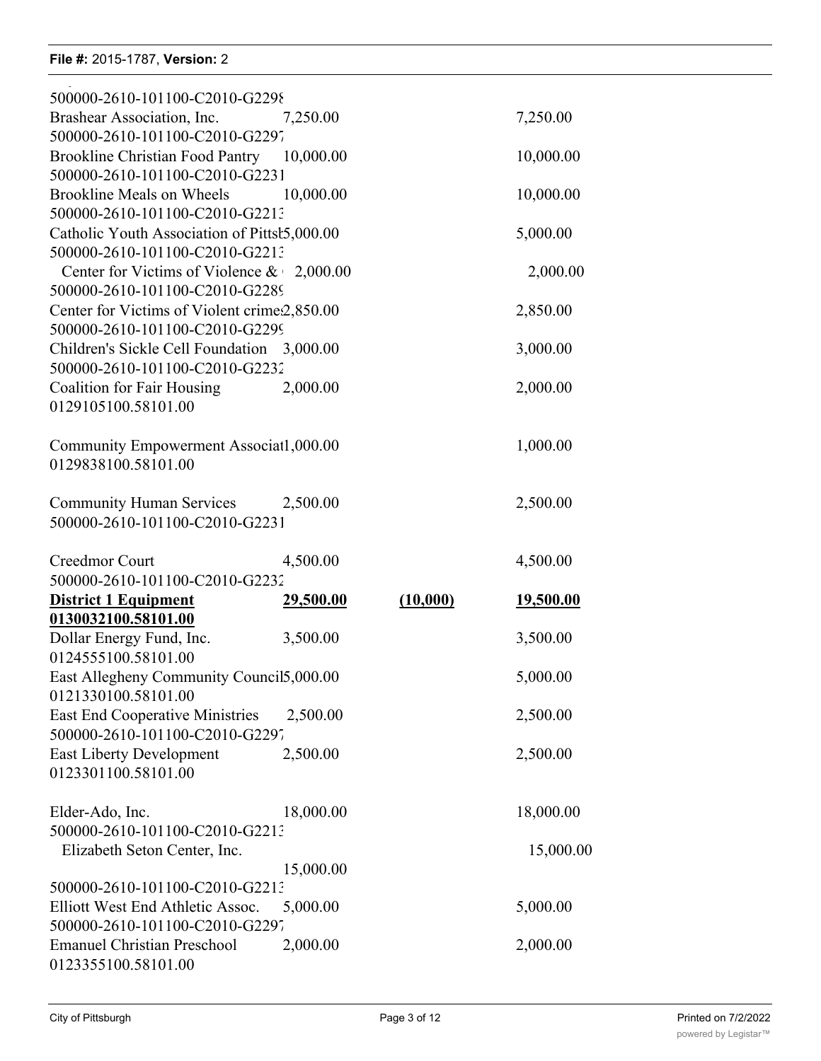| | | | |
|---|---|---|---|
| 500000-2610-101100-C2010-G2298 | | | |
| Brashear Association, Inc. | 7,250.00 | | 7,250.00 |
| 500000-2610-101100-C2010-G2297 | | | |
| Brookline Christian Food Pantry | 10,000.00 | | 10,000.00 |
| 500000-2610-101100-C2010-G2231 | | | |
| Brookline Meals on Wheels | 10,000.00 | | 10,000.00 |
| 500000-2610-101100-C2010-G2213 | | | |
| Catholic Youth Association of Pittsb | 5,000.00 | | 5,000.00 |
| 500000-2610-101100-C2010-G2213 | | | |
| Center for Victims of Violence & | 2,000.00 | | 2,000.00 |
| 500000-2610-101100-C2010-G2289 | | | |
| Center for Victims of Violent crimes | 2,850.00 | | 2,850.00 |
| 500000-2610-101100-C2010-G2299 | | | |
| Children's Sickle Cell Foundation | 3,000.00 | | 3,000.00 |
| 500000-2610-101100-C2010-G2232 | | | |
| Coalition for Fair Housing | 2,000.00 | | 2,000.00 |
| 0129105100.58101.00 | | | |
| Community Empowerment Associat | 1,000.00 | | 1,000.00 |
| 0129838100.58101.00 | | | |
| Community Human Services | 2,500.00 | | 2,500.00 |
| 500000-2610-101100-C2010-G2231 | | | |
| Creedmor Court | 4,500.00 | | 4,500.00 |
| 500000-2610-101100-C2010-G2232 | | | |
| **District 1 Equipment** | **29,500.00** | **(10,000)** | **19,500.00** |
| **0130032100.58101.00** | | | |
| Dollar Energy Fund, Inc. | 3,500.00 | | 3,500.00 |
| 0124555100.58101.00 | | | |
| East Allegheny Community Council | 5,000.00 | | 5,000.00 |
| 0121330100.58101.00 | | | |
| East End Cooperative Ministries | 2,500.00 | | 2,500.00 |
| 500000-2610-101100-C2010-G2297 | | | |
| East Liberty Development | 2,500.00 | | 2,500.00 |
| 0123301100.58101.00 | | | |
| Elder-Ado, Inc. | 18,000.00 | | 18,000.00 |
| 500000-2610-101100-C2010-G2213 | | | |
| Elizabeth Seton Center, Inc. | 15,000.00 | | 15,000.00 |
| 500000-2610-101100-C2010-G2213 | | | |
| Elliott West End Athletic Assoc. | 5,000.00 | | 5,000.00 |
| 500000-2610-101100-C2010-G2297 | | | |
| Emanuel Christian Preschool | 2,000.00 | | 2,000.00 |
| 0123355100.58101.00 | | | |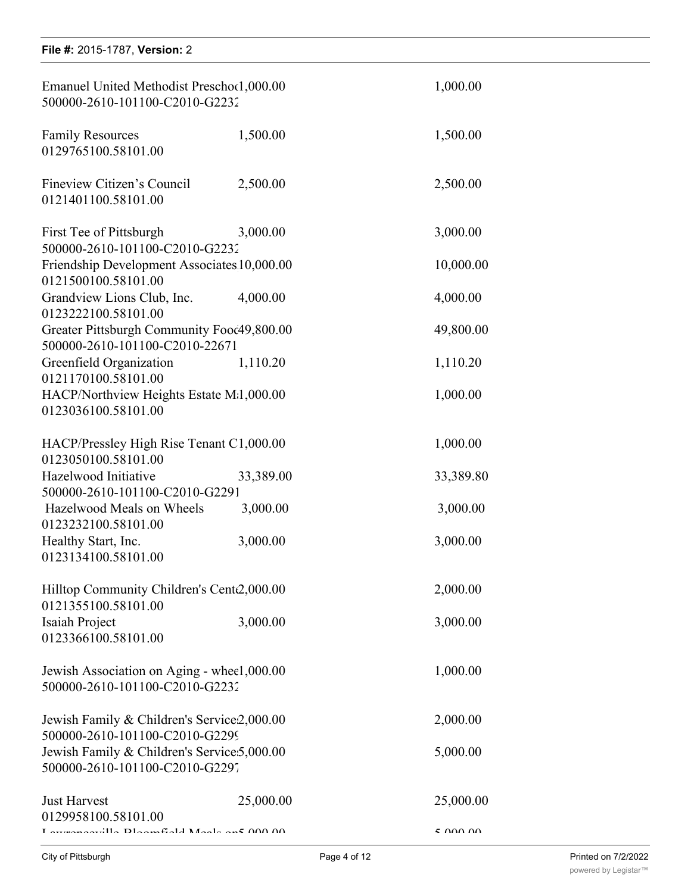| | | |
|---|---|---|
| Emanuel United Methodist Preschoo<br>500000-2610-101100-C2010-G2232 | 1,000.00 | 1,000.00 |
| Family Resources<br>0129765100.58101.00 | 1,500.00 | 1,500.00 |
| Fineview Citizen's Council<br>0121401100.58101.00 | 2,500.00 | 2,500.00 |
| First Tee of Pittsburgh<br>500000-2610-101100-C2010-G2232 | 3,000.00 | 3,000.00 |
| Friendship Development Associates<br>0121500100.58101.00 | 10,000.00 | 10,000.00 |
| Grandview Lions Club, Inc.<br>0123222100.58101.00 | 4,000.00 | 4,000.00 |
| Greater Pittsburgh Community Food<br>500000-2610-101100-C2010-22671 | 49,800.00 | 49,800.00 |
| Greenfield Organization<br>0121170100.58101.00 | 1,110.20 | 1,110.20 |
| HACP/Northview Heights Estate M<br>0123036100.58101.00 | 1,000.00 | 1,000.00 |
| HACP/Pressley High Rise Tenant C<br>0123050100.58101.00 | 1,000.00 | 1,000.00 |
| Hazelwood Initiative<br>500000-2610-101100-C2010-G2291 | 33,389.00 | 33,389.80 |
| Hazelwood Meals on Wheels<br>0123232100.58101.00 | 3,000.00 | 3,000.00 |
| Healthy Start, Inc.<br>0123134100.58101.00 | 3,000.00 | 3,000.00 |
| Hilltop Community Children's Cente<br>0121355100.58101.00 | 2,000.00 | 2,000.00 |
| Isaiah Project<br>0123366100.58101.00 | 3,000.00 | 3,000.00 |
| Jewish Association on Aging - whee<br>500000-2610-101100-C2010-G2232 | 1,000.00 | 1,000.00 |
| Jewish Family & Children's Service<br>500000-2610-101100-C2010-G2299 | 2,000.00 | 2,000.00 |
| Jewish Family & Children's Service<br>500000-2610-101100-C2010-G2297 | 5,000.00 | 5,000.00 |
| Just Harvest<br>0129958100.58101.00 | 25,000.00 | 25,000.00 |
| Lawrenceville Bloomfield Meals on | 5,000.00 | 5,000.00 |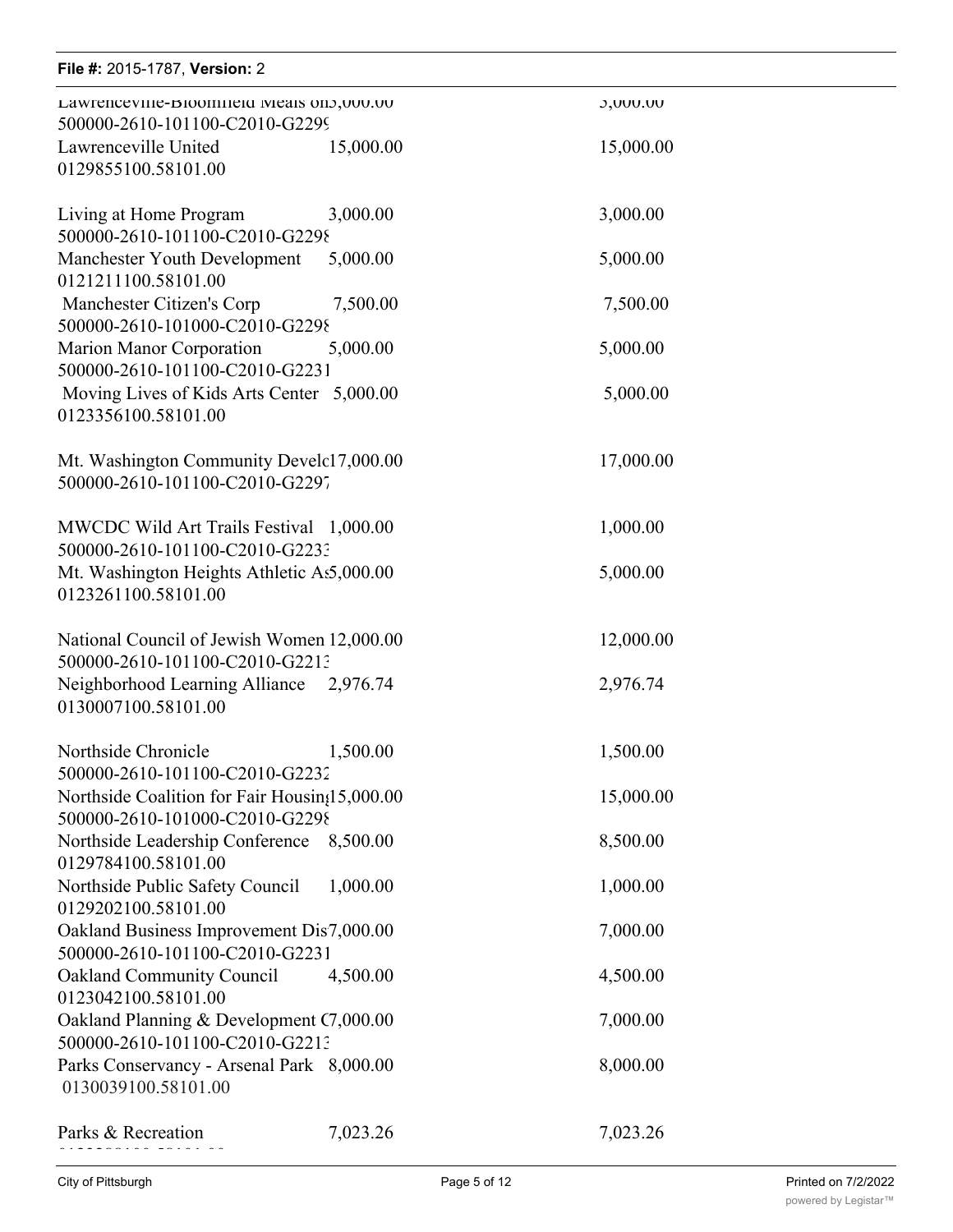| | | |
|---|---|---|
| Lawrenceville-Bloomfield Meals on 3,000.00<br>500000-2610-101100-C2010-G2299 | | 3,000.00 |
| Lawrenceville United<br>0129855100.58101.00 | 15,000.00 | 15,000.00 |
| Living at Home Program<br>500000-2610-101100-C2010-G2298 | 3,000.00 | 3,000.00 |
| Manchester Youth Development<br>0121211100.58101.00 | 5,000.00 | 5,000.00 |
| Manchester Citizen's Corp<br>500000-2610-101000-C2010-G2298 | 7,500.00 | 7,500.00 |
| Marion Manor Corporation<br>500000-2610-101100-C2010-G2231 | 5,000.00 | 5,000.00 |
| Moving Lives of Kids Arts Center<br>0123356100.58101.00 | 5,000.00 | 5,000.00 |
| Mt. Washington Community Develc 17,000.00<br>500000-2610-101100-C2010-G2297 | | 17,000.00 |
| MWCDC Wild Art Trails Festival<br>500000-2610-101100-C2010-G2233 | 1,000.00 | 1,000.00 |
| Mt. Washington Heights Athletic As 5,000.00<br>0123261100.58101.00 | | 5,000.00 |
| National Council of Jewish Women 12,000.00<br>500000-2610-101100-C2010-G2213 | | 12,000.00 |
| Neighborhood Learning Alliance<br>0130007100.58101.00 | 2,976.74 | 2,976.74 |
| Northside Chronicle<br>500000-2610-101100-C2010-G2232 | 1,500.00 | 1,500.00 |
| Northside Coalition for Fair Housin 15,000.00<br>500000-2610-101000-C2010-G2298 | | 15,000.00 |
| Northside Leadership Conference<br>0129784100.58101.00 | 8,500.00 | 8,500.00 |
| Northside Public Safety Council<br>0129202100.58101.00 | 1,000.00 | 1,000.00 |
| Oakland Business Improvement Dis 7,000.00<br>500000-2610-101100-C2010-G2231 | | 7,000.00 |
| Oakland Community Council<br>0123042100.58101.00 | 4,500.00 | 4,500.00 |
| Oakland Planning & Development C 7,000.00<br>500000-2610-101100-C2010-G2213 | | 7,000.00 |
| Parks Conservancy - Arsenal Park<br>0130039100.58101.00 | 8,000.00 | 8,000.00 |
| Parks & Recreation | 7,023.26 | 7,023.26 |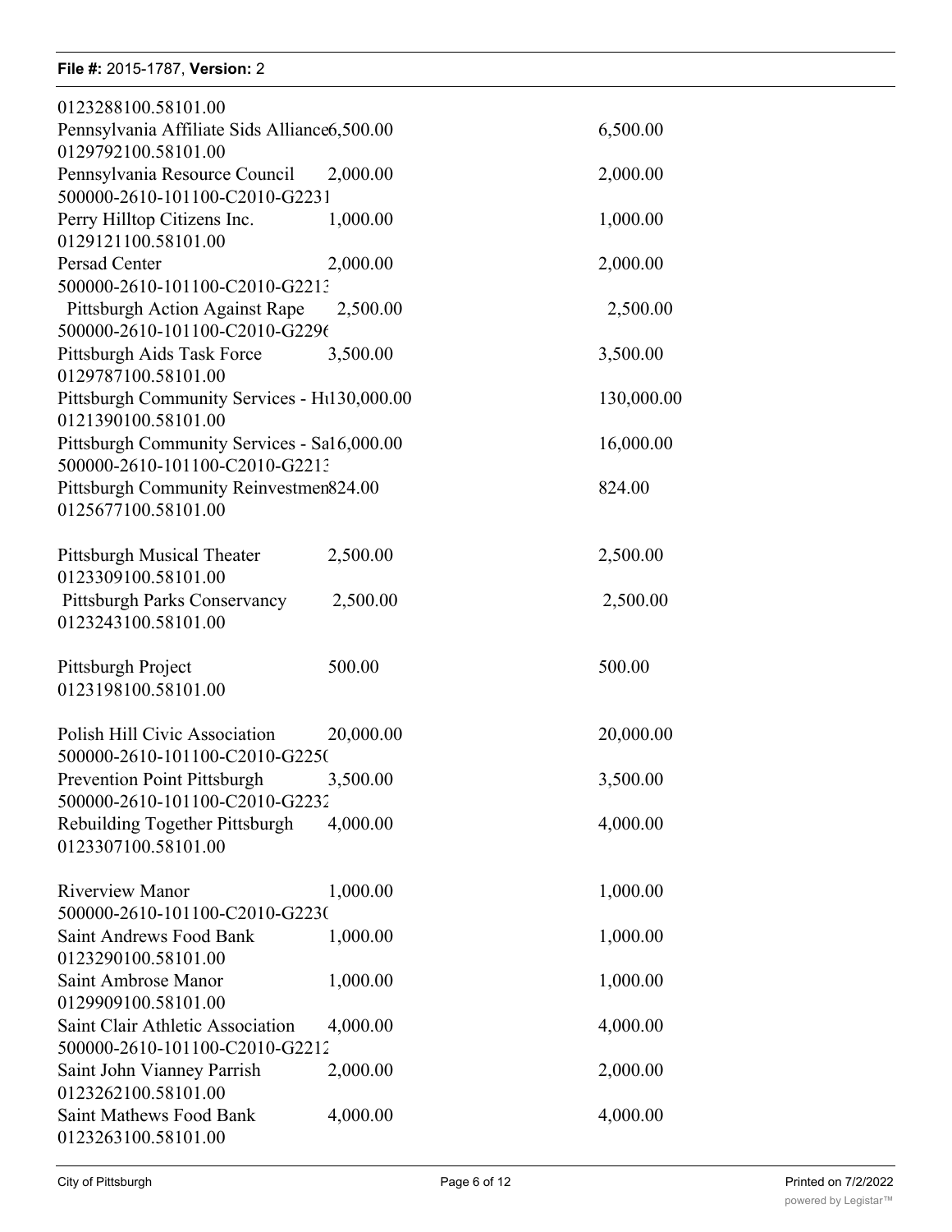| | | |
|---|---|---|
| 0123288100.58101.00 | | |
| Pennsylvania Affiliate Sids Alliance | 6,500.00 | 6,500.00 |
| 0129792100.58101.00 | | |
| Pennsylvania Resource Council | 2,000.00 | 2,000.00 |
| 500000-2610-101100-C2010-G2231 | | |
| Perry Hilltop Citizens Inc. | 1,000.00 | 1,000.00 |
| 0129121100.58101.00 | | |
| Persad Center | 2,000.00 | 2,000.00 |
| 500000-2610-101100-C2010-G2213 | | |
| Pittsburgh Action Against Rape | 2,500.00 | 2,500.00 |
| 500000-2610-101100-C2010-G2296 | | |
| Pittsburgh Aids Task Force | 3,500.00 | 3,500.00 |
| 0129787100.58101.00 | | |
| Pittsburgh Community Services - H | 130,000.00 | 130,000.00 |
| 0121390100.58101.00 | | |
| Pittsburgh Community Services - Sa | 16,000.00 | 16,000.00 |
| 500000-2610-101100-C2010-G2213 | | |
| Pittsburgh Community Reinvestmen | 824.00 | 824.00 |
| 0125677100.58101.00 | | |
| Pittsburgh Musical Theater | 2,500.00 | 2,500.00 |
| 0123309100.58101.00 | | |
| Pittsburgh Parks Conservancy | 2,500.00 | 2,500.00 |
| 0123243100.58101.00 | | |
| Pittsburgh Project | 500.00 | 500.00 |
| 0123198100.58101.00 | | |
| Polish Hill Civic Association | 20,000.00 | 20,000.00 |
| 500000-2610-101100-C2010-G2250 | | |
| Prevention Point Pittsburgh | 3,500.00 | 3,500.00 |
| 500000-2610-101100-C2010-G2232 | | |
| Rebuilding Together Pittsburgh | 4,000.00 | 4,000.00 |
| 0123307100.58101.00 | | |
| Riverview Manor | 1,000.00 | 1,000.00 |
| 500000-2610-101100-C2010-G2230 | | |
| Saint Andrews Food Bank | 1,000.00 | 1,000.00 |
| 0123290100.58101.00 | | |
| Saint Ambrose Manor | 1,000.00 | 1,000.00 |
| 0129909100.58101.00 | | |
| Saint Clair Athletic Association | 4,000.00 | 4,000.00 |
| 500000-2610-101100-C2010-G2212 | | |
| Saint John Vianney Parrish | 2,000.00 | 2,000.00 |
| 0123262100.58101.00 | | |
| Saint Mathews Food Bank | 4,000.00 | 4,000.00 |
| 0123263100.58101.00 | | |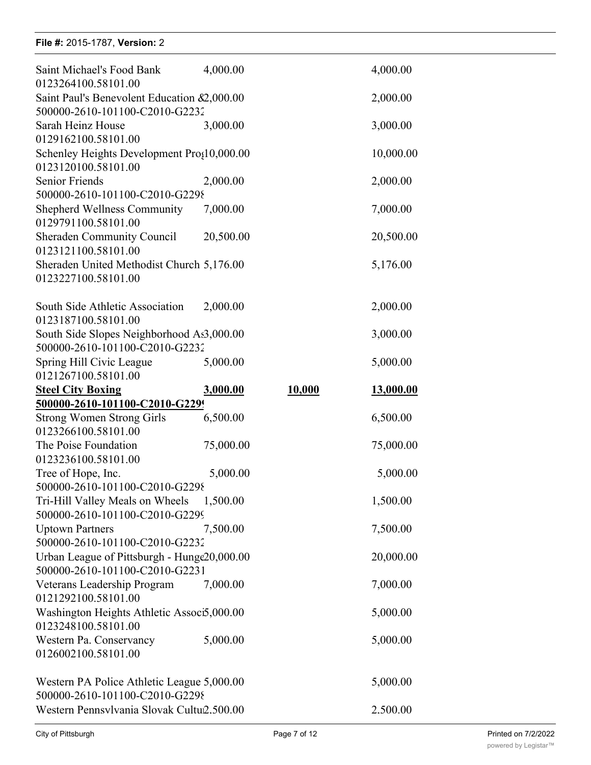| | | | |
|---|---|---|---|
| Saint Michael's Food Bank 0123264100.58101.00 | 4,000.00 | | 4,000.00 |
| Saint Paul's Benevolent Education & 500000-2610-101100-C2010-G2232 | 2,000.00 | | 2,000.00 |
| Sarah Heinz House 0129162100.58101.00 | 3,000.00 | | 3,000.00 |
| Schenley Heights Development Prog 0123120100.58101.00 | 10,000.00 | | 10,000.00 |
| Senior Friends 500000-2610-101100-C2010-G2298 | 2,000.00 | | 2,000.00 |
| Shepherd Wellness Community 0129791100.58101.00 | 7,000.00 | | 7,000.00 |
| Sheraden Community Council 0123121100.58101.00 | 20,500.00 | | 20,500.00 |
| Sheraden United Methodist Church 0123227100.58101.00 | 5,176.00 | | 5,176.00 |
| South Side Athletic Association 0123187100.58101.00 | 2,000.00 | | 2,000.00 |
| South Side Slopes Neighborhood As 500000-2610-101100-C2010-G2232 | 3,000.00 | | 3,000.00 |
| Spring Hill Civic League 0121267100.58101.00 | 5,000.00 | | 5,000.00 |
| **Steel City Boxing 500000-2610-101100-C2010-G2299** | **3,000.00** | **10,000** | **13,000.00** |
| Strong Women Strong Girls 0123266100.58101.00 | 6,500.00 | | 6,500.00 |
| The Poise Foundation 0123236100.58101.00 | 75,000.00 | | 75,000.00 |
| Tree of Hope, Inc. 500000-2610-101100-C2010-G2298 | 5,000.00 | | 5,000.00 |
| Tri-Hill Valley Meals on Wheels 500000-2610-101100-C2010-G2299 | 1,500.00 | | 1,500.00 |
| Uptown Partners 500000-2610-101100-C2010-G2232 | 7,500.00 | | 7,500.00 |
| Urban League of Pittsburgh - Hunge 500000-2610-101100-C2010-G2231 | 20,000.00 | | 20,000.00 |
| Veterans Leadership Program 0121292100.58101.00 | 7,000.00 | | 7,000.00 |
| Washington Heights Athletic Associ 0123248100.58101.00 | 5,000.00 | | 5,000.00 |
| Western Pa. Conservancy 0126002100.58101.00 | 5,000.00 | | 5,000.00 |
| Western PA Police Athletic League 500000-2610-101100-C2010-G2298 | 5,000.00 | | 5,000.00 |
| Western Pennsylvania Slovak Cultu | 2.500.00 | | 2.500.00 |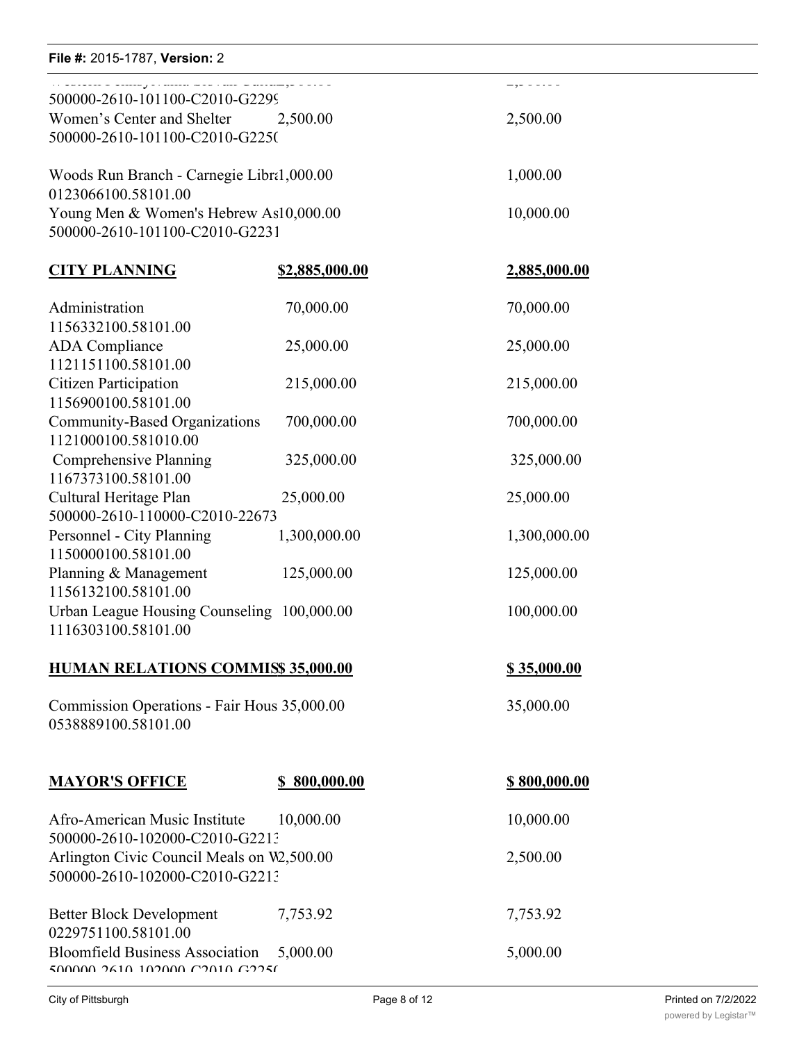| | | |
|---|---|---|
| Western Pennsylvania Scrvan Cur... 500000-2610-101100-C2010-G2299 | 2,500.00 | 2,500.00 |
| Women's Center and Shelter 500000-2610-101100-C2010-G2250 | 2,500.00 | 2,500.00 |
| Woods Run Branch - Carnegie Libr 0123066100.58101.00 | 1,000.00 | 1,000.00 |
| Young Men & Women's Hebrew As 500000-2610-101100-C2010-G2231 | 10,000.00 | 10,000.00 |
| **CITY PLANNING** | **$2,885,000.00** | **2,885,000.00** |
| Administration 1156332100.58101.00 | 70,000.00 | 70,000.00 |
| ADA Compliance 1121151100.58101.00 | 25,000.00 | 25,000.00 |
| Citizen Participation 1156900100.58101.00 | 215,000.00 | 215,000.00 |
| Community-Based Organizations 1121000100.581010.00 | 700,000.00 | 700,000.00 |
| Comprehensive Planning 1167373100.58101.00 | 325,000.00 | 325,000.00 |
| Cultural Heritage Plan 500000-2610-110000-C2010-22673 | 25,000.00 | 25,000.00 |
| Personnel - City Planning 1150000100.58101.00 | 1,300,000.00 | 1,300,000.00 |
| Planning & Management 1156132100.58101.00 | 125,000.00 | 125,000.00 |
| Urban League Housing Counseling 1116303100.58101.00 | 100,000.00 | 100,000.00 |
| **HUMAN RELATIONS COMMIS** | **$ 35,000.00** | **$ 35,000.00** |
| Commission Operations - Fair Hous 0538889100.58101.00 | 35,000.00 | 35,000.00 |
| **MAYOR'S OFFICE** | **$ 800,000.00** | **$ 800,000.00** |
| Afro-American Music Institute 500000-2610-102000-C2010-G2213 | 10,000.00 | 10,000.00 |
| Arlington Civic Council Meals on W 500000-2610-102000-C2010-G2213 | 2,500.00 | 2,500.00 |
| Better Block Development 0229751100.58101.00 | 7,753.92 | 7,753.92 |
| Bloomfield Business Association 500000-2610-102000-C2010-G2250 | 5,000.00 | 5,000.00 |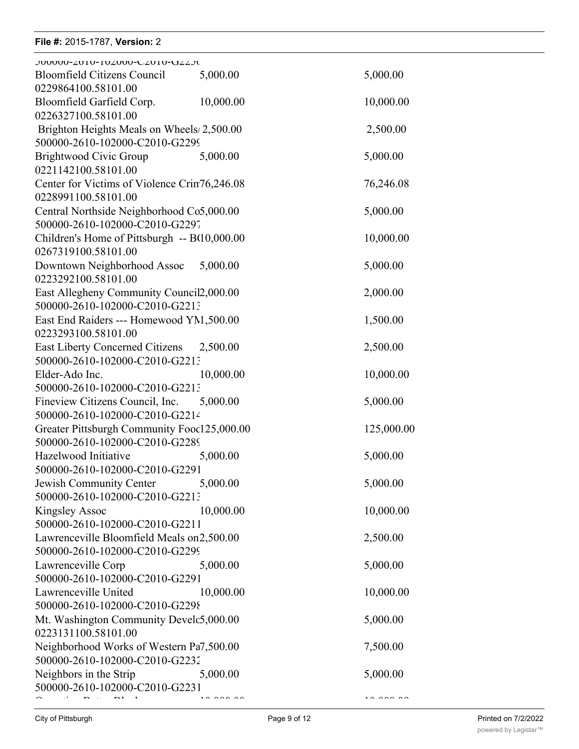| | | |
|---|---|---|
| 500000-2610-102000-C2010-G225( | | |
| Bloomfield Citizens Council | 5,000.00 | 5,000.00 |
| 0229864100.58101.00 | | |
| Bloomfield Garfield Corp. | 10,000.00 | 10,000.00 |
| 0226327100.58101.00 | | |
| Brighton Heights Meals on Wheels/ | 2,500.00 | 2,500.00 |
| 500000-2610-102000-C2010-G229( | | |
| Brightwood Civic Group | 5,000.00 | 5,000.00 |
| 0221142100.58101.00 | | |
| Center for Victims of Violence Crin | 76,246.08 | 76,246.08 |
| 0228991100.58101.00 | | |
| Central Northside Neighborhood Co | 5,000.00 | 5,000.00 |
| 500000-2610-102000-C2010-G2297 | | |
| Children's Home of Pittsburgh -- B( | 10,000.00 | 10,000.00 |
| 0267319100.58101.00 | | |
| Downtown Neighborhood Assoc | 5,000.00 | 5,000.00 |
| 0223292100.58101.00 | | |
| East Allegheny Community Council | 2,000.00 | 2,000.00 |
| 500000-2610-102000-C2010-G2213 | | |
| East End Raiders --- Homewood YM | 1,500.00 | 1,500.00 |
| 0223293100.58101.00 | | |
| East Liberty Concerned Citizens | 2,500.00 | 2,500.00 |
| 500000-2610-102000-C2010-G2213 | | |
| Elder-Ado Inc. | 10,000.00 | 10,000.00 |
| 500000-2610-102000-C2010-G2213 | | |
| Fineview Citizens Council, Inc. | 5,000.00 | 5,000.00 |
| 500000-2610-102000-C2010-G2214 | | |
| Greater Pittsburgh Community Food | 125,000.00 | 125,000.00 |
| 500000-2610-102000-C2010-G2289 | | |
| Hazelwood Initiative | 5,000.00 | 5,000.00 |
| 500000-2610-102000-C2010-G2291 | | |
| Jewish Community Center | 5,000.00 | 5,000.00 |
| 500000-2610-102000-C2010-G2213 | | |
| Kingsley Assoc | 10,000.00 | 10,000.00 |
| 500000-2610-102000-C2010-G2211 | | |
| Lawrenceville Bloomfield Meals on | 2,500.00 | 2,500.00 |
| 500000-2610-102000-C2010-G2299 | | |
| Lawrenceville Corp | 5,000.00 | 5,000.00 |
| 500000-2610-102000-C2010-G2291 | | |
| Lawrenceville United | 10,000.00 | 10,000.00 |
| 500000-2610-102000-C2010-G2298 | | |
| Mt. Washington Community Develo | 5,000.00 | 5,000.00 |
| 0223131100.58101.00 | | |
| Neighborhood Works of Western Pa | 7,500.00 | 7,500.00 |
| 500000-2610-102000-C2010-G2232 | | |
| Neighbors in the Strip | 5,000.00 | 5,000.00 |
| 500000-2610-102000-C2010-G2231 | | |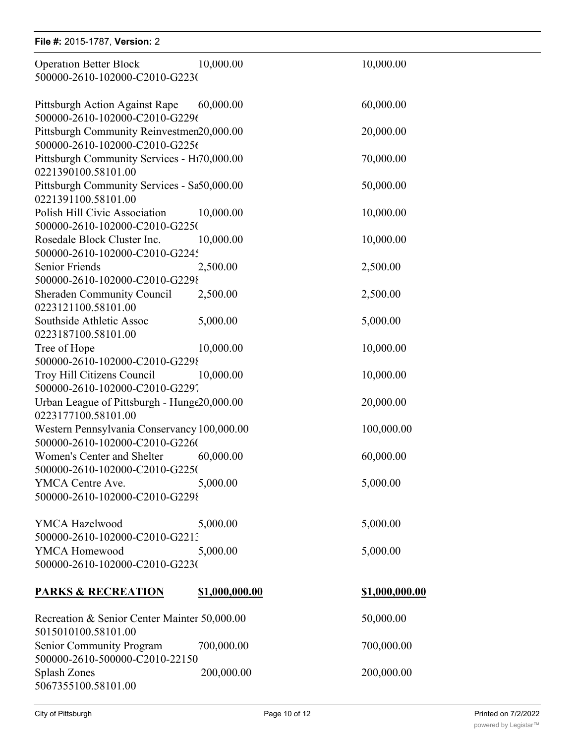| | | |
|---|---|---|
| Operation Better Block<br>500000-2610-102000-C2010-G223( | 10,000.00 | 10,000.00 |
| Pittsburgh Action Against Rape<br>500000-2610-102000-C2010-G229( | 60,000.00 | 60,000.00 |
| Pittsburgh Community Reinvestmen<br>500000-2610-102000-C2010-G225( | 20,000.00 | 20,000.00 |
| Pittsburgh Community Services - H<br>0221390100.58101.00 | 70,000.00 | 70,000.00 |
| Pittsburgh Community Services - Sa<br>0221391100.58101.00 | 50,000.00 | 50,000.00 |
| Polish Hill Civic Association<br>500000-2610-102000-C2010-G225( | 10,000.00 | 10,000.00 |
| Rosedale Block Cluster Inc.<br>500000-2610-102000-C2010-G224: | 10,000.00 | 10,000.00 |
| Senior Friends<br>500000-2610-102000-C2010-G229{ | 2,500.00 | 2,500.00 |
| Sheraden Community Council<br>0223121100.58101.00 | 2,500.00 | 2,500.00 |
| Southside Athletic Assoc<br>0223187100.58101.00 | 5,000.00 | 5,000.00 |
| Tree of Hope<br>500000-2610-102000-C2010-G229{ | 10,000.00 | 10,000.00 |
| Troy Hill Citizens Council<br>500000-2610-102000-C2010-G229 | 10,000.00 | 10,000.00 |
| Urban League of Pittsburgh - Hunge<br>0223177100.58101.00 | 20,000.00 | 20,000.00 |
| Western Pennsylvania Conservancy<br>500000-2610-102000-C2010-G226( | 100,000.00 | 100,000.00 |
| Women's Center and Shelter<br>500000-2610-102000-C2010-G225( | 60,000.00 | 60,000.00 |
| YMCA Centre Ave.<br>500000-2610-102000-C2010-G229{ | 5,000.00 | 5,000.00 |
| YMCA Hazelwood<br>500000-2610-102000-C2010-G221: | 5,000.00 | 5,000.00 |
| YMCA Homewood<br>500000-2610-102000-C2010-G223( | 5,000.00 | 5,000.00 |
| **PARKS & RECREATION** | **$1,000,000.00** | **$1,000,000.00** |
| Recreation & Senior Center Mainter<br>5015010100.58101.00 | 50,000.00 | 50,000.00 |
| Senior Community Program<br>500000-2610-500000-C2010-22150 | 700,000.00 | 700,000.00 |
| Splash Zones<br>5067355100.58101.00 | 200,000.00 | 200,000.00 |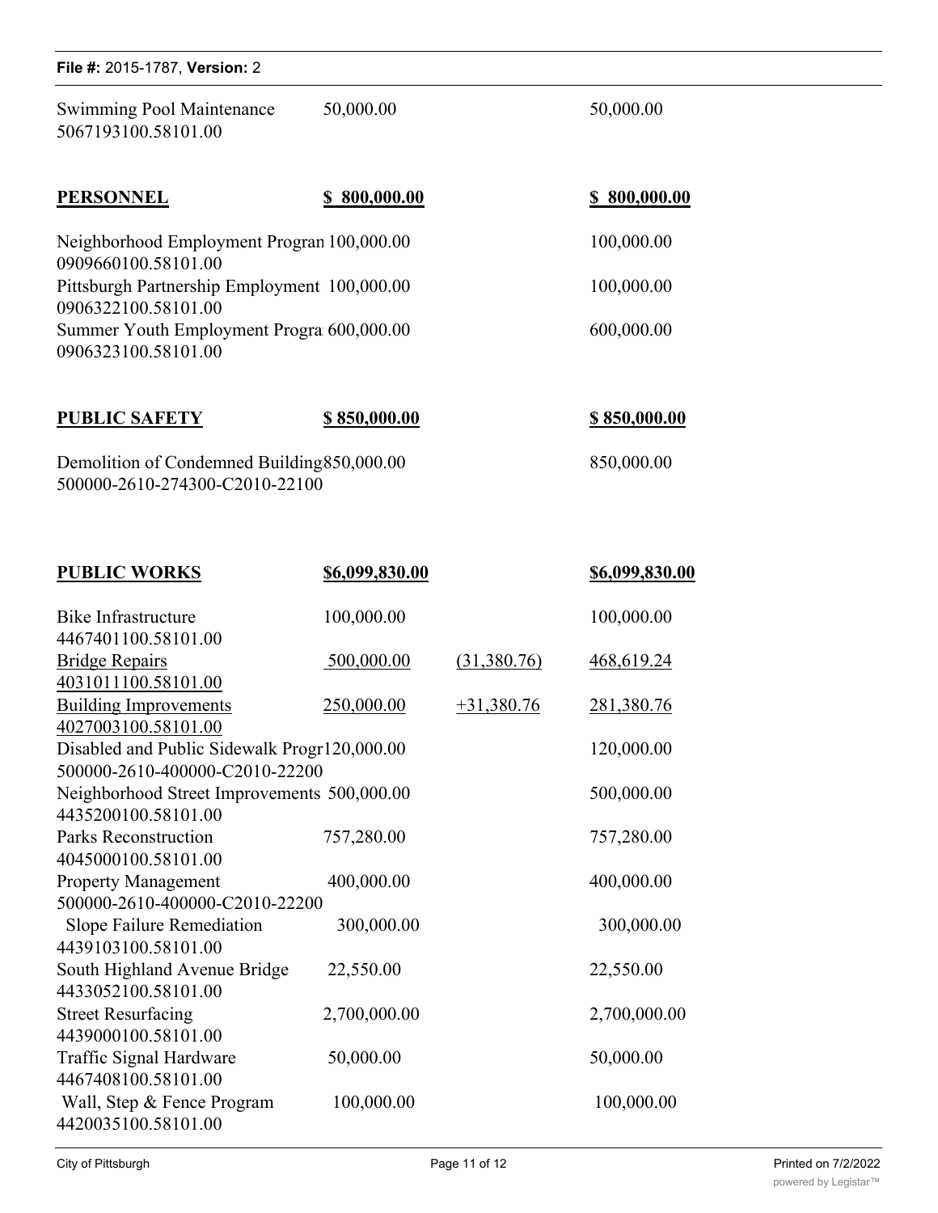| | | | |
|---|---|---|---|
| Swimming Pool Maintenance 5067193100.58101.00 | 50,000.00 | | 50,000.00 |
| **PERSONNEL** | **$ 800,000.00** | | **$ 800,000.00** |
| Neighborhood Employment Progran 0909660100.58101.00 | 100,000.00 | | 100,000.00 |
| Pittsburgh Partnership Employment 0906322100.58101.00 | 100,000.00 | | 100,000.00 |
| Summer Youth Employment Progra 0906323100.58101.00 | 600,000.00 | | 600,000.00 |
| **PUBLIC SAFETY** | **$ 850,000.00** | | **$ 850,000.00** |
| Demolition of Condemned Building 500000-2610-274300-C2010-22100 | 850,000.00 | | 850,000.00 |
| **PUBLIC WORKS** | **$6,099,830.00** | | **$6,099,830.00** |
| Bike Infrastructure 4467401100.58101.00 | 100,000.00 | | 100,000.00 |
| Bridge Repairs 4031011100.58101.00 | 500,000.00 | (31,380.76) | 468,619.24 |
| Building Improvements 4027003100.58101.00 | 250,000.00 | +31,380.76 | 281,380.76 |
| Disabled and Public Sidewalk Progr 500000-2610-400000-C2010-22200 | 120,000.00 | | 120,000.00 |
| Neighborhood Street Improvements 4435200100.58101.00 | 500,000.00 | | 500,000.00 |
| Parks Reconstruction 4045000100.58101.00 | 757,280.00 | | 757,280.00 |
| Property Management 500000-2610-400000-C2010-22200 | 400,000.00 | | 400,000.00 |
| Slope Failure Remediation 4439103100.58101.00 | 300,000.00 | | 300,000.00 |
| South Highland Avenue Bridge 4433052100.58101.00 | 22,550.00 | | 22,550.00 |
| Street Resurfacing 4439000100.58101.00 | 2,700,000.00 | | 2,700,000.00 |
| Traffic Signal Hardware 4467408100.58101.00 | 50,000.00 | | 50,000.00 |
| Wall, Step & Fence Program 4420035100.58101.00 | 100,000.00 | | 100,000.00 |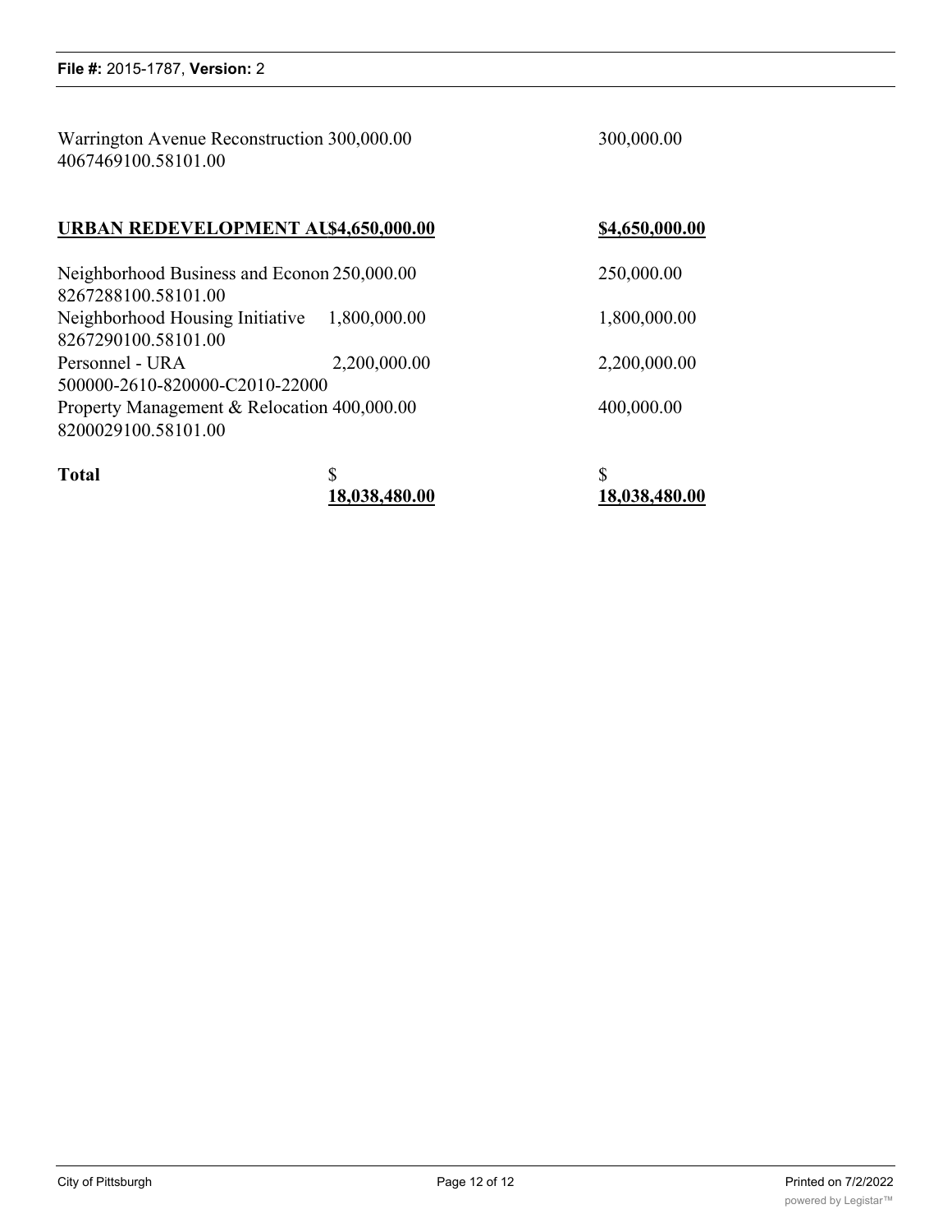| | | |
|---|---|---|
| Warrington Avenue Reconstruction 4067469100.58101.00 | 300,000.00 | 300,000.00 |
| **URBAN REDEVELOPMENT AU** | **$4,650,000.00** | **$4,650,000.00** |
| Neighborhood Business and Econon 8267288100.58101.00 | 250,000.00 | 250,000.00 |
| Neighborhood Housing Initiative 8267290100.58101.00 | 1,800,000.00 | 1,800,000.00 |
| Personnel - URA 500000-2610-820000-C2010-22000 | 2,200,000.00 | 2,200,000.00 |
| Property Management & Relocation 8200029100.58101.00 | 400,000.00 | 400,000.00 |
| **Total** | **$ 18,038,480.00** | **$ 18,038,480.00** |